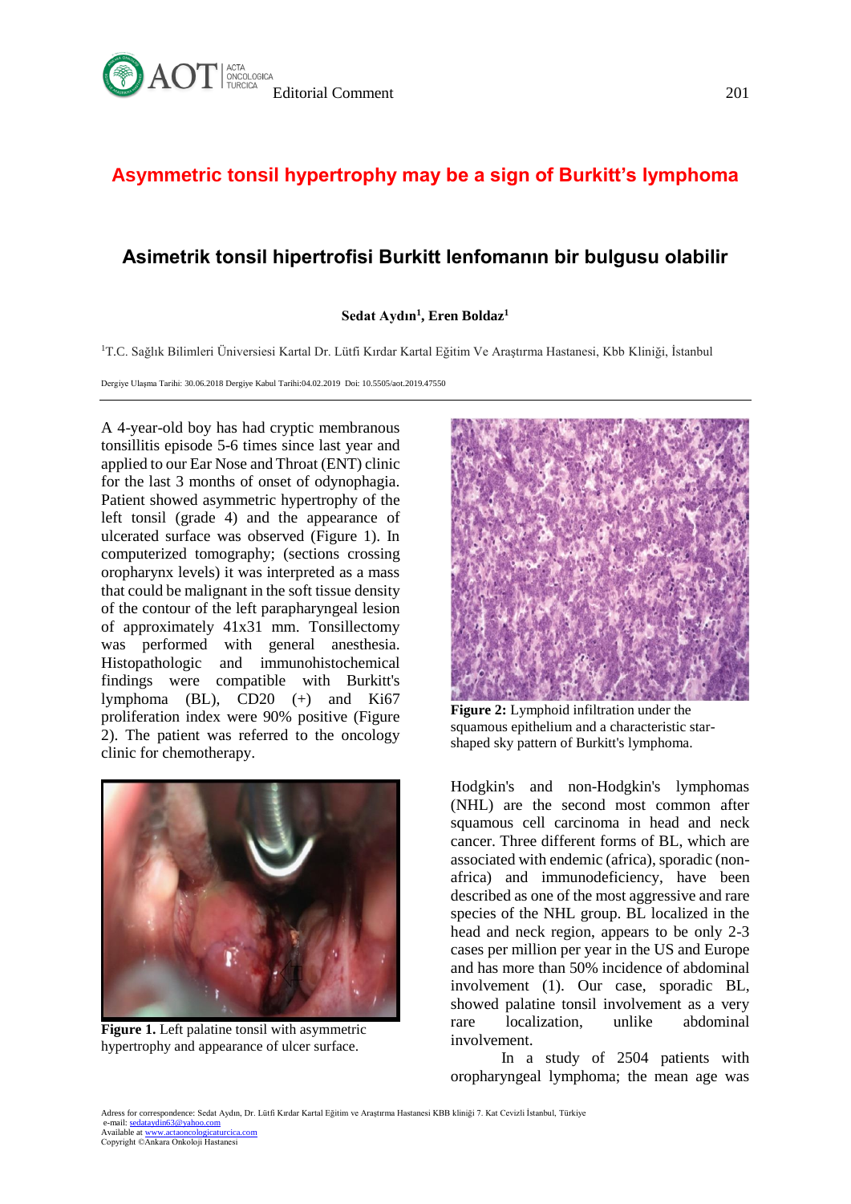# Asymmetric tonsil hypertrophy may be a sign of Burkitt's lymphoma

## Asimetrik tonsil hipertrofisi Burkitt lenfomanın bir bulgusu olabilir

**Sedat Aydın[1], Eren Boldaz[1]**

[1]T.C. Sağlık Bilimleri Üniversiesi Kartal Dr. Lütfi Kırdar Kartal Eğitim Ve Araştırma Hastanesi, Kbb Kliniği, İstanbul

Dergiye Ulaşma Tarihi: 30.06.2018 Dergiye Kabul Tarihi:04.02.2019 Doi: 10.5505/aot.2019.47550

A 4-year-old boy has had cryptic membranous tonsillitis episode 5-6 times since last year and applied to our Ear Nose and Throat (ENT) clinic for the last 3 months of onset of odynophagia. Patient showed asymmetric hypertrophy of the left tonsil (grade 4) and the appearance of ulcerated surface was observed (Figure 1). In computerized tomography; (sections crossing oropharynx levels) it was interpreted as a mass that could be malignant in the soft tissue density of the contour of the left parapharyngeal lesion of approximately 41x31 mm. Tonsillectomy was performed with general anesthesia. Histopathologic and immunohistochemical findings were compatible with Burkitt's lymphoma (BL), CD20 (+) and Ki67 proliferation index were 90% positive (Figure 2). The patient was referred to the oncology clinic for chemotherapy.

**Figure 1.** Left palatine tonsil with asymmetric hypertrophy and appearance of ulcer surface.

**Figure 2:** Lymphoid infiltration under the squamous epithelium and a characteristic star-shaped sky pattern of Burkitt's lymphoma.

Hodgkin's and non-Hodgkin's lymphomas (NHL) are the second most common after squamous cell carcinoma in head and neck cancer. Three different forms of BL, which are associated with endemic (africa), sporadic (non-africa) and immunodeficiency, have been described as one of the most aggressive and rare species of the NHL group. BL localized in the head and neck region, appears to be only 2-3 cases per million per year in the US and Europe and has more than 50% incidence of abdominal involvement (1). Our case, sporadic BL, showed palatine tonsil involvement as a very rare localization, unlike abdominal involvement.

In a study of 2504 patients with oropharyngeal lymphoma; the mean age was

Adress for correspondence: Sedat Aydın, Dr. Lütfi Kırdar Kartal Eğitim ve Araştırma Hastanesi KBB kliniği 7. Kat Cevizli İstanbul, Türkiye
e-mail: sedataydin63@yahoo.com
Available at www.actaoncologicaturcica.com
Copyright ©Ankara Onkoloji Hastanesi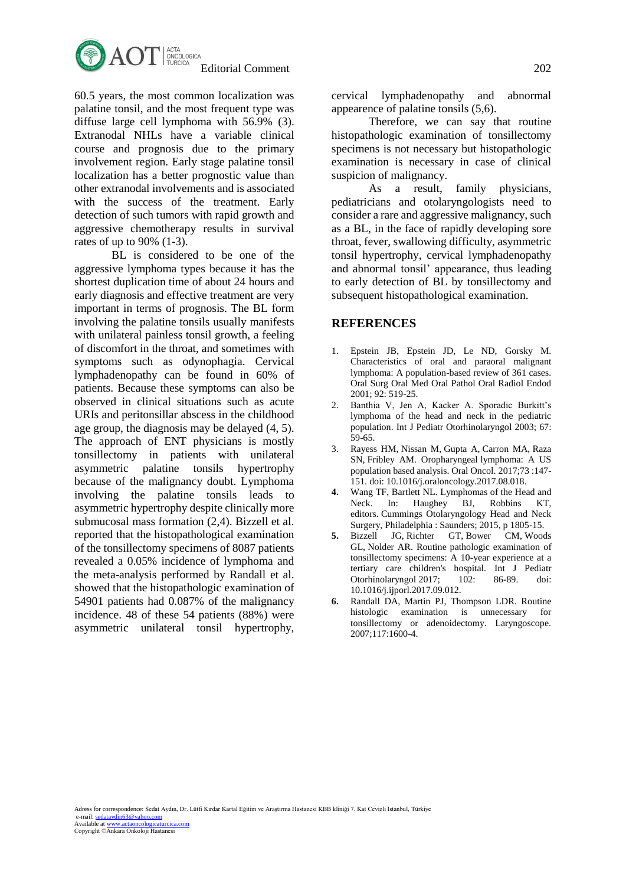60.5 years, the most common localization was palatine tonsil, and the most frequent type was diffuse large cell lymphoma with 56.9% (3). Extranodal NHLs have a variable clinical course and prognosis due to the primary involvement region. Early stage palatine tonsil localization has a better prognostic value than other extranodal involvements and is associated with the success of the treatment. Early detection of such tumors with rapid growth and aggressive chemotherapy results in survival rates of up to 90% (1-3).

BL is considered to be one of the aggressive lymphoma types because it has the shortest duplication time of about 24 hours and early diagnosis and effective treatment are very important in terms of prognosis. The BL form involving the palatine tonsils usually manifests with unilateral painless tonsil growth, a feeling of discomfort in the throat, and sometimes with symptoms such as odynophagia. Cervical lymphadenopathy can be found in 60% of patients. Because these symptoms can also be observed in clinical situations such as acute URIs and peritonsillar abscess in the childhood age group, the diagnosis may be delayed (4, 5). The approach of ENT physicians is mostly tonsillectomy in patients with unilateral asymmetric palatine tonsils hypertrophy because of the malignancy doubt. Lymphoma involving the palatine tonsils leads to asymmetric hypertrophy despite clinically more submucosal mass formation (2,4). Bizzell et al. reported that the histopathological examination of the tonsillectomy specimens of 8087 patients revealed a 0.05% incidence of lymphoma and the meta-analysis performed by Randall et al. showed that the histopathologic examination of 54901 patients had 0.087% of the malignancy incidence. 48 of these 54 patients (88%) were asymmetric unilateral tonsil hypertrophy, cervical lymphadenopathy and abnormal appearence of palatine tonsils (5,6).

Therefore, we can say that routine histopathologic examination of tonsillectomy specimens is not necessary but histopathologic examination is necessary in case of clinical suspicion of malignancy.

As a result, family physicians, pediatricians and otolaryngologists need to consider a rare and aggressive malignancy, such as a BL, in the face of rapidly developing sore throat, fever, swallowing difficulty, asymmetric tonsil hypertrophy, cervical lymphadenopathy and abnormal tonsil' appearance, thus leading to early detection of BL by tonsillectomy and subsequent histopathological examination.

## REFERENCES

1. Epstein JB, Epstein JD, Le ND, Gorsky M. Characteristics of oral and paraoral malignant lymphoma: A population-based review of 361 cases. Oral Surg Oral Med Oral Pathol Oral Radiol Endod 2001; 92: 519-25.
2. Banthia V, Jen A, Kacker A. Sporadic Burkitt's lymphoma of the head and neck in the pediatric population. Int J Pediatr Otorhinolaryngol 2003; 67: 59-65.
3. Rayess HM, Nissan M, Gupta A, Carron MA, Raza SN, Fribley AM. Oropharyngeal lymphoma: A US population based analysis. Oral Oncol. 2017;73 :147-151. doi: 10.1016/j.oraloncology.2017.08.018.
4. Wang TF, Bartlett NL. Lymphomas of the Head and Neck. In: Haughey BJ, Robbins KT, editors. Cummings Otolaryngology Head and Neck Surgery, Philadelphia : Saunders; 2015, p 1805-15.
5. Bizzell JG, Richter GT, Bower CM, Woods GL, Nolder AR. Routine pathologic examination of tonsillectomy specimens: A 10-year experience at a tertiary care children's hospital. Int J Pediatr Otorhinolaryngol 2017; 102: 86-89. doi: 10.1016/j.ijporl.2017.09.012.
6. Randall DA, Martin PJ, Thompson LDR. Routine histologic examination is unnecessary for tonsillectomy or adenoidectomy. Laryngoscope. 2007;117:1600-4.

Adress for correspondence: Sedat Aydın, Dr. Lütfi Kırdar Kartal Eğitim ve Araştırma Hastanesi KBB kliniği 7. Kat Cevizli İstanbul, Türkiye
e-mail: sedataydin63@yahoo.com
Available at www.actaoncologicaturcica.com
Copyright ©Ankara Onkoloji Hastanesi